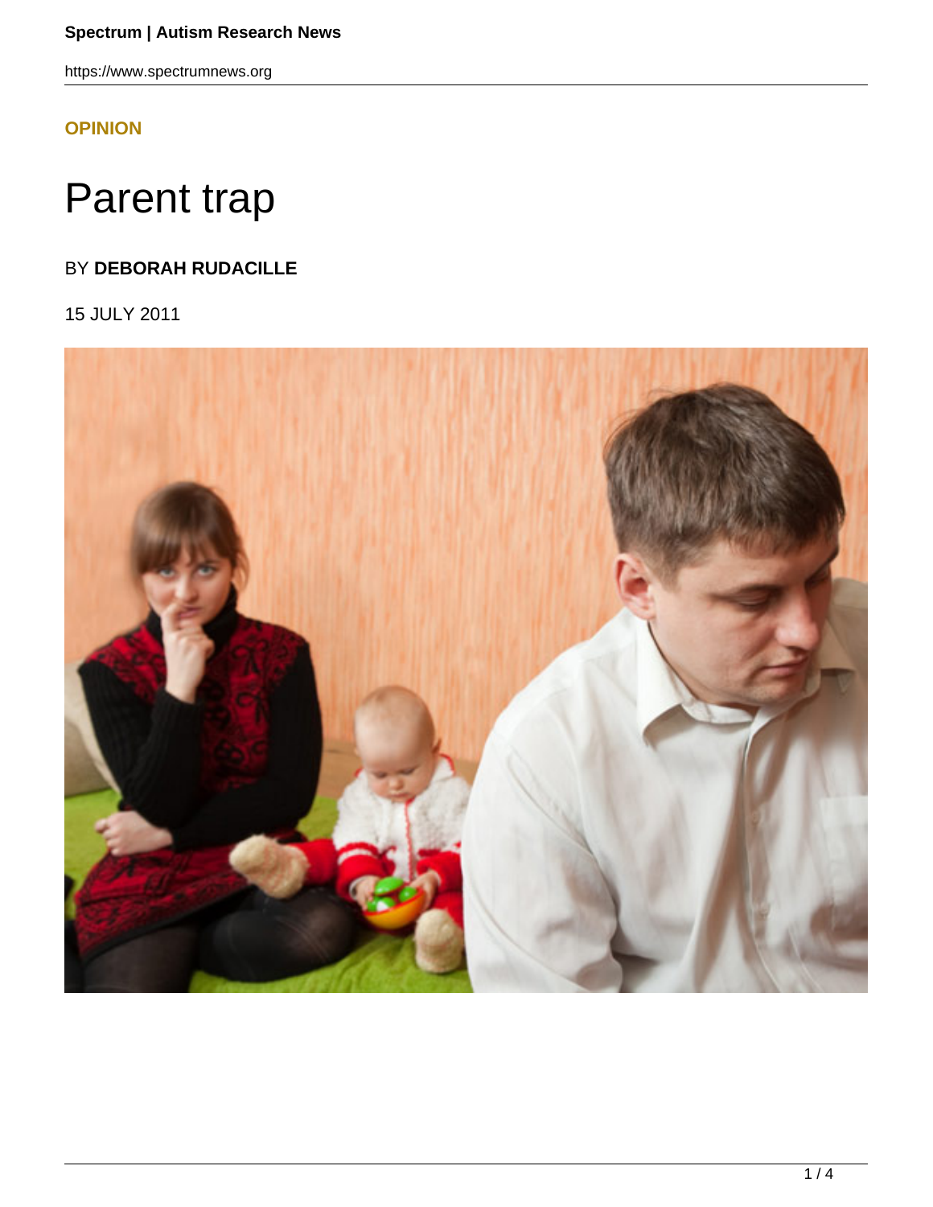OPINION

# Parent trap

BY **DEBORAH RUDACILLE**

15 JULY 2011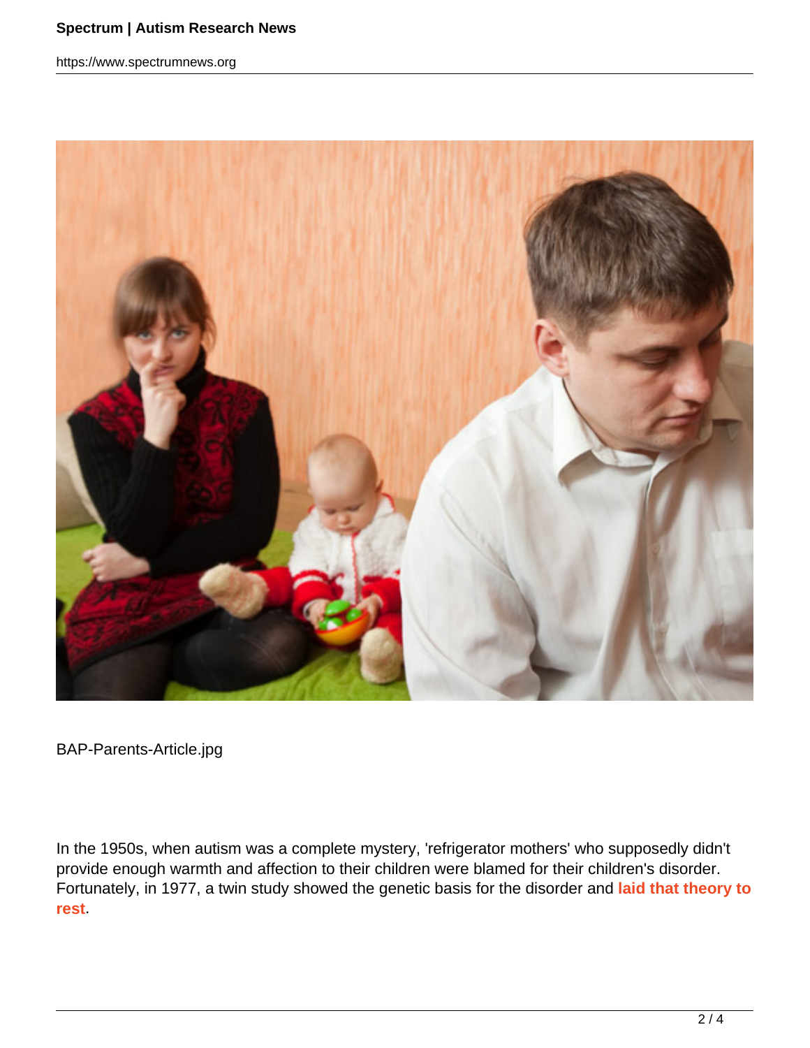BAP-Parents-Article.jpg

In the 1950s, when autism was a complete mystery, 'refrigerator mothers' who supposedly didn't provide enough warmth and affection to their children were blamed for their children's disorder. Fortunately, in 1977, a twin study showed the genetic basis for the disorder and **laid that theory to rest**.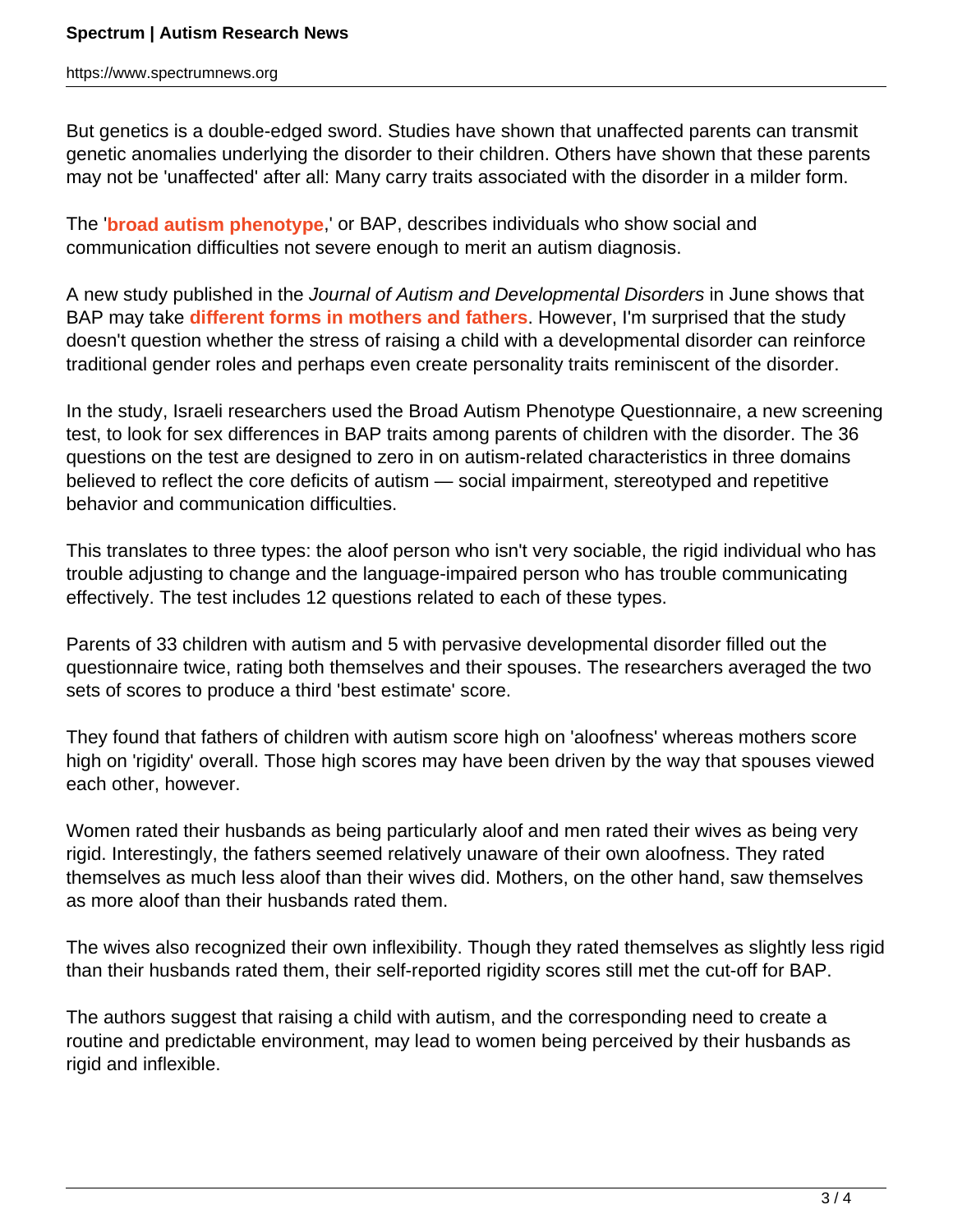But genetics is a double-edged sword. Studies have shown that unaffected parents can transmit genetic anomalies underlying the disorder to their children. Others have shown that these parents may not be 'unaffected' after all: Many carry traits associated with the disorder in a milder form.

The '**broad autism phenotype**,' or BAP, describes individuals who show social and communication difficulties not severe enough to merit an autism diagnosis.

A new study published in the *Journal of Autism and Developmental Disorders* in June shows that BAP may take **different forms in mothers and fathers**. However, I'm surprised that the study doesn't question whether the stress of raising a child with a developmental disorder can reinforce traditional gender roles and perhaps even create personality traits reminiscent of the disorder.

In the study, Israeli researchers used the Broad Autism Phenotype Questionnaire, a new screening test, to look for sex differences in BAP traits among parents of children with the disorder. The 36 questions on the test are designed to zero in on autism-related characteristics in three domains believed to reflect the core deficits of autism — social impairment, stereotyped and repetitive behavior and communication difficulties.

This translates to three types: the aloof person who isn't very sociable, the rigid individual who has trouble adjusting to change and the language-impaired person who has trouble communicating effectively. The test includes 12 questions related to each of these types.

Parents of 33 children with autism and 5 with pervasive developmental disorder filled out the questionnaire twice, rating both themselves and their spouses. The researchers averaged the two sets of scores to produce a third 'best estimate' score.

They found that fathers of children with autism score high on 'aloofness' whereas mothers score high on 'rigidity' overall. Those high scores may have been driven by the way that spouses viewed each other, however.

Women rated their husbands as being particularly aloof and men rated their wives as being very rigid. Interestingly, the fathers seemed relatively unaware of their own aloofness. They rated themselves as much less aloof than their wives did. Mothers, on the other hand, saw themselves as more aloof than their husbands rated them.

The wives also recognized their own inflexibility. Though they rated themselves as slightly less rigid than their husbands rated them, their self-reported rigidity scores still met the cut-off for BAP.

The authors suggest that raising a child with autism, and the corresponding need to create a routine and predictable environment, may lead to women being perceived by their husbands as rigid and inflexible.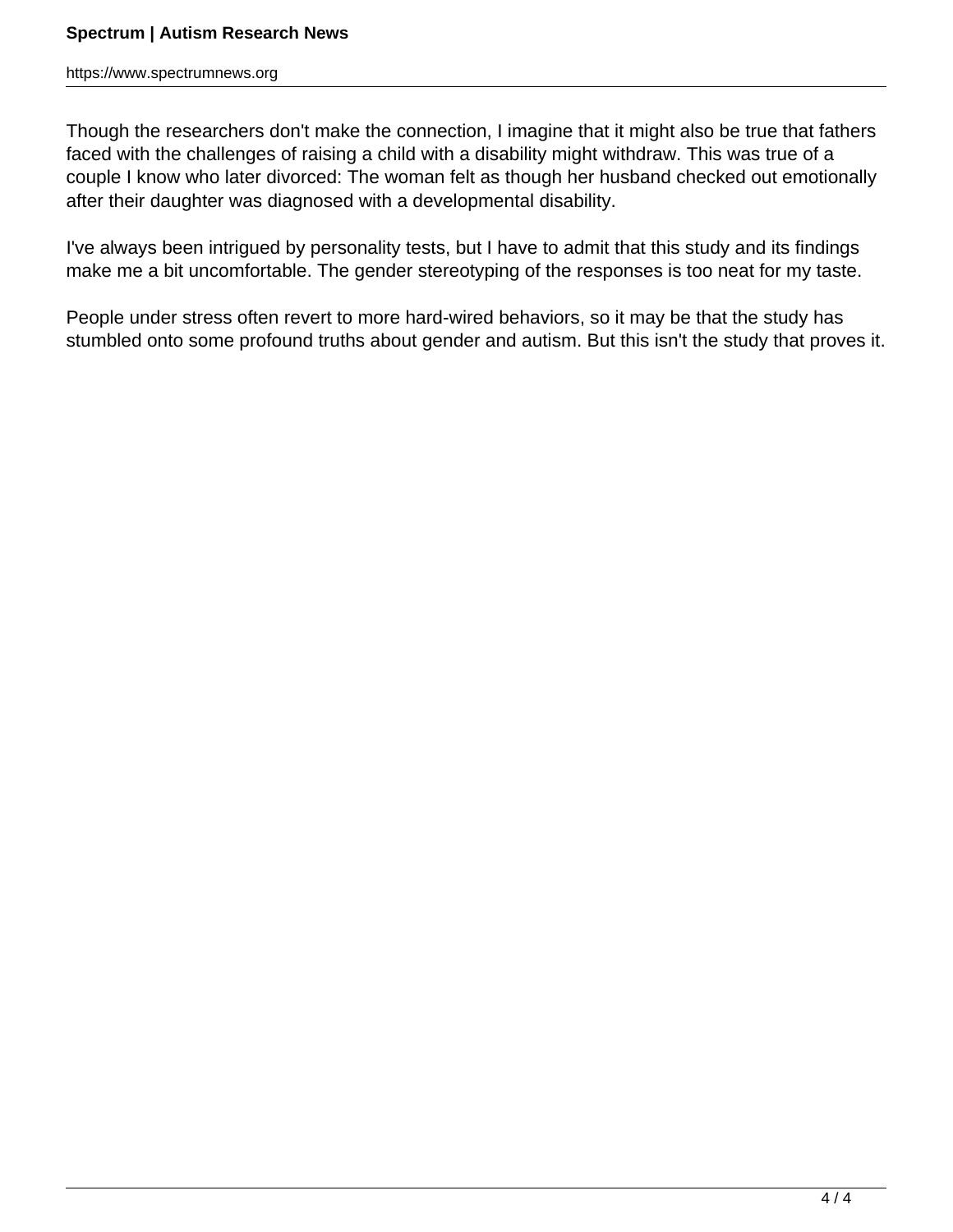Though the researchers don't make the connection, I imagine that it might also be true that fathers faced with the challenges of raising a child with a disability might withdraw. This was true of a couple I know who later divorced: The woman felt as though her husband checked out emotionally after their daughter was diagnosed with a developmental disability.

I've always been intrigued by personality tests, but I have to admit that this study and its findings make me a bit uncomfortable. The gender stereotyping of the responses is too neat for my taste.

People under stress often revert to more hard-wired behaviors, so it may be that the study has stumbled onto some profound truths about gender and autism. But this isn't the study that proves it.